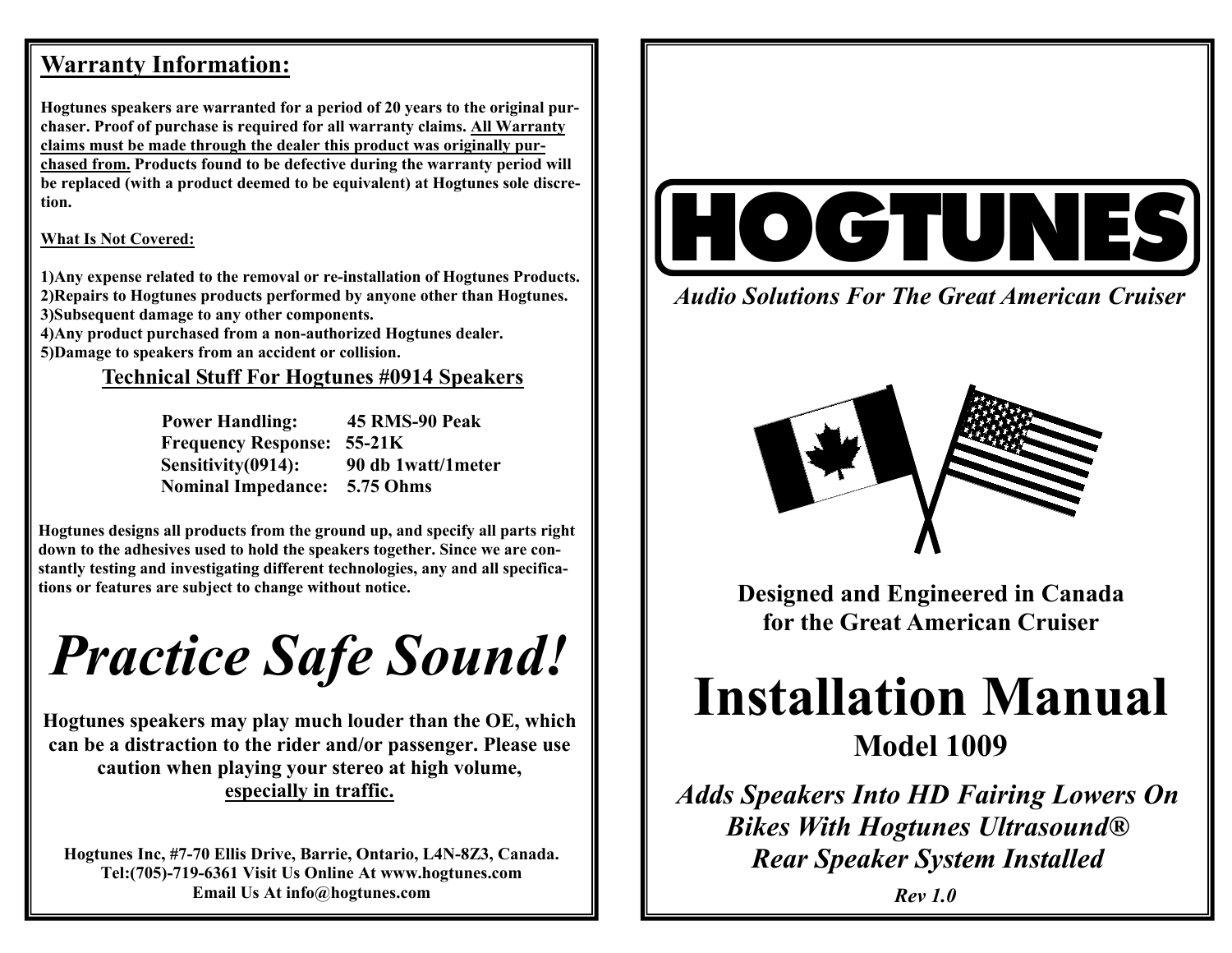## Warranty Information:

**Hogtunes speakers are warranted for a period of 20 years to the original purchaser. Proof of purchase is required for all warranty claims. <u>All Warranty claims must be made through the dealer this product was originally purchased from.</u> Products found to be defective during the warranty period will be replaced (with a product deemed to be equivalent) at Hogtunes sole discretion.**

**<u>What Is Not Covered:</u>**

**1)Any expense related to the removal or re-installation of Hogtunes Products.**
**2)Repairs to Hogtunes products performed by anyone other than Hogtunes.**
**3)Subsequent damage to any other components.**
**4)Any product purchased from a non-authorized Hogtunes dealer.**
**5)Damage to speakers from an accident or collision.**

### Technical Stuff For Hogtunes #0914 Speakers

| | |
|---|---|
| **Power Handling:** | **45 RMS-90 Peak** |
| **Frequency Response:** | **55-21K** |
| **Sensitivity(0914):** | **90 db 1watt/1meter** |
| **Nominal Impedance:** | **5.75 Ohms** |

**Hogtunes designs all products from the ground up, and specify all parts right down to the adhesives used to hold the speakers together. Since we are constantly testing and investigating different technologies, any and all specifications or features are subject to change without notice.**

# *Practice Safe Sound!*

**Hogtunes speakers may play much louder than the OE, which can be a distraction to the rider and/or passenger. Please use caution when playing your stereo at high volume, <u>especially in traffic.</u>**

**Hogtunes Inc, #7-70 Ellis Drive, Barrie, Ontario, L4N-8Z3, Canada.**
**Tel:(705)-719-6361 Visit Us Online At www.hogtunes.com**
**Email Us At info@hogtunes.com**

# HOGTUNES

***Audio Solutions For The Great American Cruiser***

**Designed and Engineered in Canada for the Great American Cruiser**

# Installation Manual

## Model 1009

***Adds Speakers Into HD Fairing Lowers On Bikes With Hogtunes Ultrasound® Rear Speaker System Installed***

***Rev 1.0***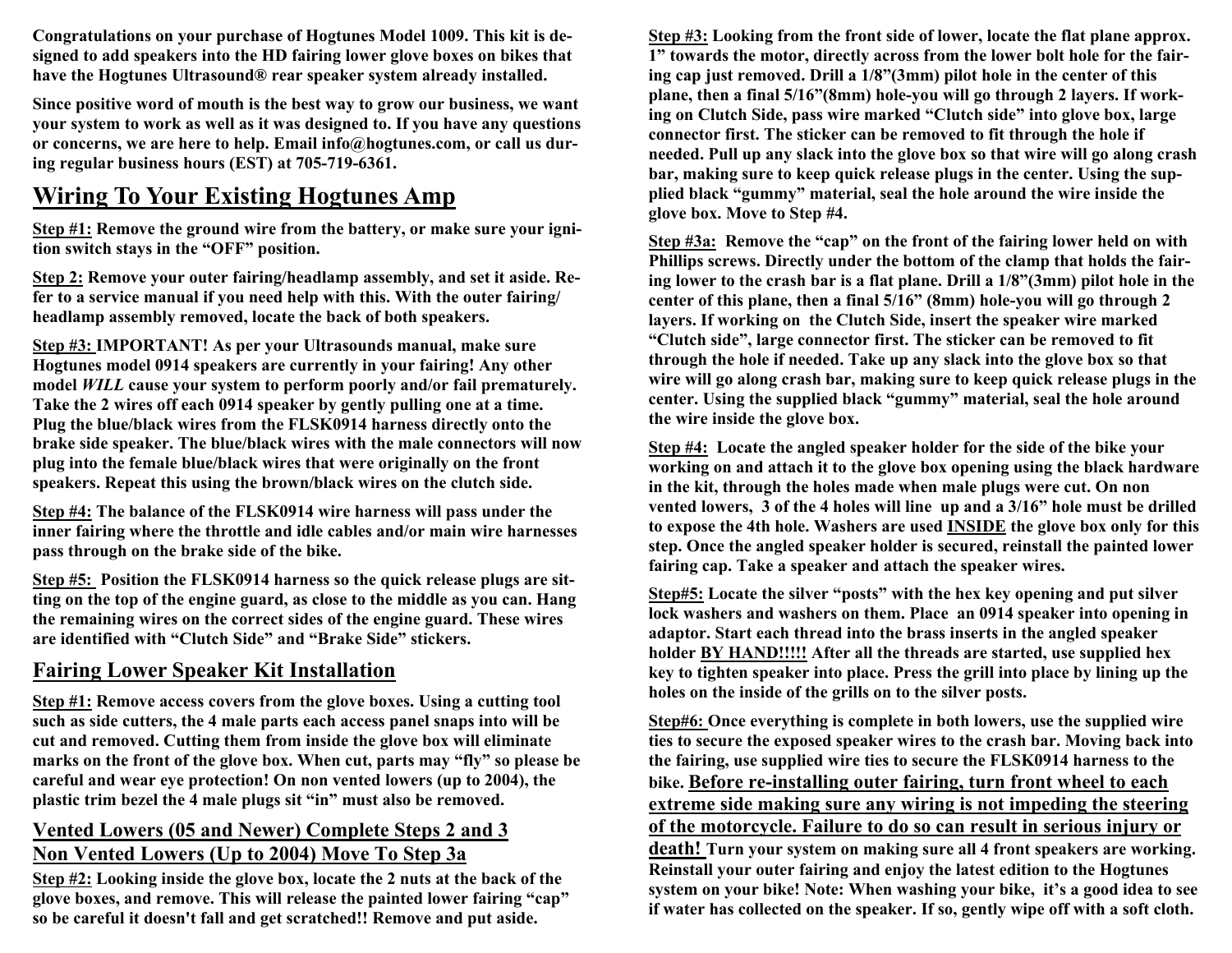**Congratulations on your purchase of Hogtunes Model 1009. This kit is designed to add speakers into the HD fairing lower glove boxes on bikes that have the Hogtunes Ultrasound® rear speaker system already installed.**

**Since positive word of mouth is the best way to grow our business, we want your system to work as well as it was designed to. If you have any questions or concerns, we are here to help. Email info@hogtunes.com, or call us during regular business hours (EST) at 705-719-6361.**

## Wiring To Your Existing Hogtunes Amp

**Step #1:** **Remove the ground wire from the battery, or make sure your ignition switch stays in the "OFF" position.**

**Step 2:** **Remove your outer fairing/headlamp assembly, and set it aside. Refer to a service manual if you need help with this. With the outer fairing/headlamp assembly removed, locate the back of both speakers.**

**Step #3:** **IMPORTANT! As per your Ultrasounds manual, make sure Hogtunes model 0914 speakers are currently in your fairing! Any other model *WILL* cause your system to perform poorly and/or fail prematurely. Take the 2 wires off each 0914 speaker by gently pulling one at a time. Plug the blue/black wires from the FLSK0914 harness directly onto the brake side speaker. The blue/black wires with the male connectors will now plug into the female blue/black wires that were originally on the front speakers. Repeat this using the brown/black wires on the clutch side.**

**Step #4:** **The balance of the FLSK0914 wire harness will pass under the inner fairing where the throttle and idle cables and/or main wire harnesses pass through on the brake side of the bike.**

**Step #5:** **Position the FLSK0914 harness so the quick release plugs are sitting on the top of the engine guard, as close to the middle as you can. Hang the remaining wires on the correct sides of the engine guard. These wires are identified with "Clutch Side" and "Brake Side" stickers.**

## Fairing Lower Speaker Kit Installation

**Step #1:** **Remove access covers from the glove boxes. Using a cutting tool such as side cutters, the 4 male parts each access panel snaps into will be cut and removed. Cutting them from inside the glove box will eliminate marks on the front of the glove box. When cut, parts may "fly" so please be careful and wear eye protection! On non vented lowers (up to 2004), the plastic trim bezel the 4 male plugs sit "in" must also be removed.**

### Vented Lowers (05 and Newer) Complete Steps 2 and 3
### Non Vented Lowers (Up to 2004) Move To Step 3a

**Step #2:** **Looking inside the glove box, locate the 2 nuts at the back of the glove boxes, and remove. This will release the painted lower fairing "cap" so be careful it doesn't fall and get scratched!! Remove and put aside.**

**Step #3:** **Looking from the front side of lower, locate the flat plane approx. 1" towards the motor, directly across from the lower bolt hole for the fairing cap just removed. Drill a 1/8"(3mm) pilot hole in the center of this plane, then a final 5/16"(8mm) hole-you will go through 2 layers. If working on Clutch Side, pass wire marked "Clutch side" into glove box, large connector first. The sticker can be removed to fit through the hole if needed. Pull up any slack into the glove box so that wire will go along crash bar, making sure to keep quick release plugs in the center. Using the supplied black "gummy" material, seal the hole around the wire inside the glove box. Move to Step #4.**

**Step #3a:** **Remove the "cap" on the front of the fairing lower held on with Phillips screws. Directly under the bottom of the clamp that holds the fairing lower to the crash bar is a flat plane. Drill a 1/8"(3mm) pilot hole in the center of this plane, then a final 5/16" (8mm) hole-you will go through 2 layers. If working on the Clutch Side, insert the speaker wire marked "Clutch side", large connector first. The sticker can be removed to fit through the hole if needed. Take up any slack into the glove box so that wire will go along crash bar, making sure to keep quick release plugs in the center. Using the supplied black "gummy" material, seal the hole around the wire inside the glove box.**

**Step #4:** **Locate the angled speaker holder for the side of the bike your working on and attach it to the glove box opening using the black hardware in the kit, through the holes made when male plugs were cut. On non vented lowers, 3 of the 4 holes will line up and a 3/16" hole must be drilled to expose the 4th hole. Washers are used INSIDE the glove box only for this step. Once the angled speaker holder is secured, reinstall the painted lower fairing cap. Take a speaker and attach the speaker wires.**

**Step#5:** **Locate the silver "posts" with the hex key opening and put silver lock washers and washers on them. Place an 0914 speaker into opening in adaptor. Start each thread into the brass inserts in the angled speaker holder BY HAND!!!!! After all the threads are started, use supplied hex key to tighten speaker into place. Press the grill into place by lining up the holes on the inside of the grills on to the silver posts.**

**Step#6:** **Once everything is complete in both lowers, use the supplied wire ties to secure the exposed speaker wires to the crash bar. Moving back into the fairing, use supplied wire ties to secure the FLSK0914 harness to the bike. Before re-installing outer fairing, turn front wheel to each extreme side making sure any wiring is not impeding the steering of the motorcycle. Failure to do so can result in serious injury or death! Turn your system on making sure all 4 front speakers are working. Reinstall your outer fairing and enjoy the latest edition to the Hogtunes system on your bike! Note: When washing your bike, it's a good idea to see if water has collected on the speaker. If so, gently wipe off with a soft cloth.**